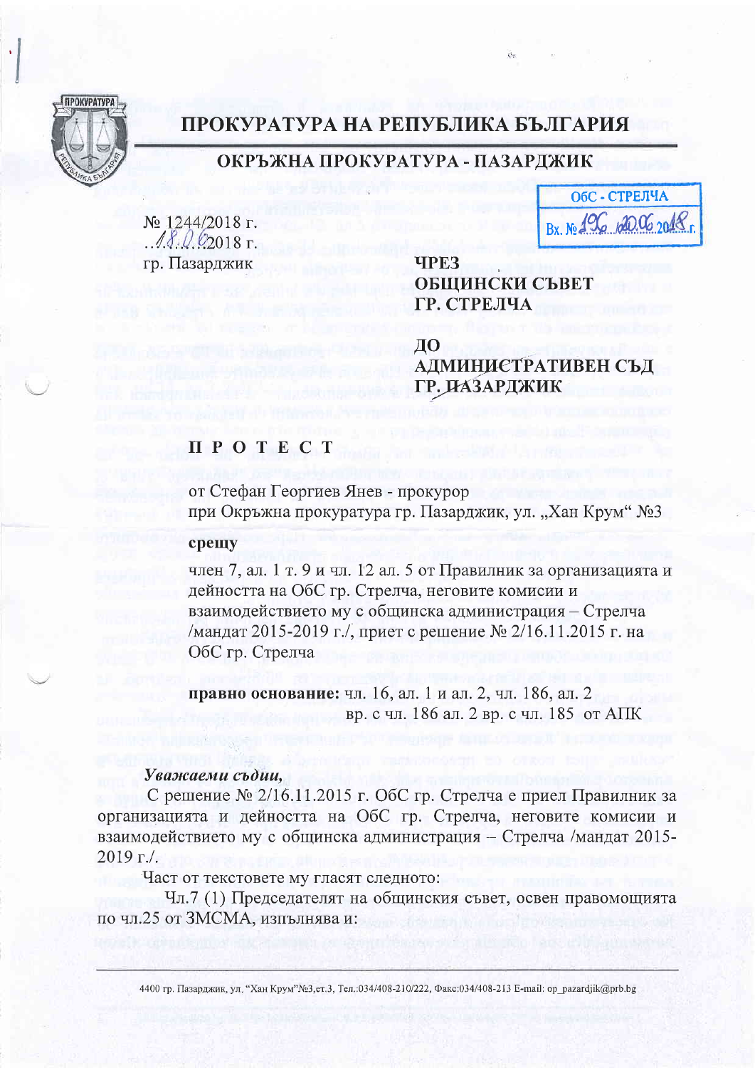# ПРОКУРАТУРА НА РЕПУБЛИКА БЪЛГАРИЯ

## ОКРЪЖНА ПРОКУРАТУРА - ПАЗАРДЖИК

ОбС - СТРЕЛЧА
Вх. № 196 /20.06.2018 г.

№ 1244/2018 г.
18.06.2018 г.
гр. Пазарджик

**ЧРЕЗ**
**ОБЩИНСКИ СЪВЕТ**
**ГР. СТРЕЛЧА**

**ДО**
**АДМИНИСТРАТИВЕН СЪД**
**ГР. ПАЗАРДЖИК**

## П Р О Т Е С Т

от Стефан Георгиев Янев - прокурор
при Окръжна прокуратура гр. Пазарджик, ул. „Хан Крум" №3

**срещу**

член 7, ал. 1 т. 9 и чл. 12 ал. 5 от Правилник за организацията и дейността на ОбС гр. Стрелча, неговите комисии и взаимодействието му с общинска администрация – Стрелча /мандат 2015-2019 г./, приет с решение № 2/16.11.2015 г. на ОбС гр. Стрелча

**правно основание:** чл. 16, ал. 1 и ал. 2, чл. 186, ал. 2 вр. с чл. 186 ал. 2 вр. с чл. 185 от АПК

***Уважаеми съдии,***

С решение № 2/16.11.2015 г. ОбС гр. Стрелча е приел Правилник за организацията и дейността на ОбС гр. Стрелча, неговите комисии и взаимодействието му с общинска администрация – Стрелча /мандат 2015-2019 г./.

Част от текстовете му гласят следното:

Чл.7 (1) Председателят на общинския съвет, освен правомощията по чл.25 от ЗМСМА, изпълнява и: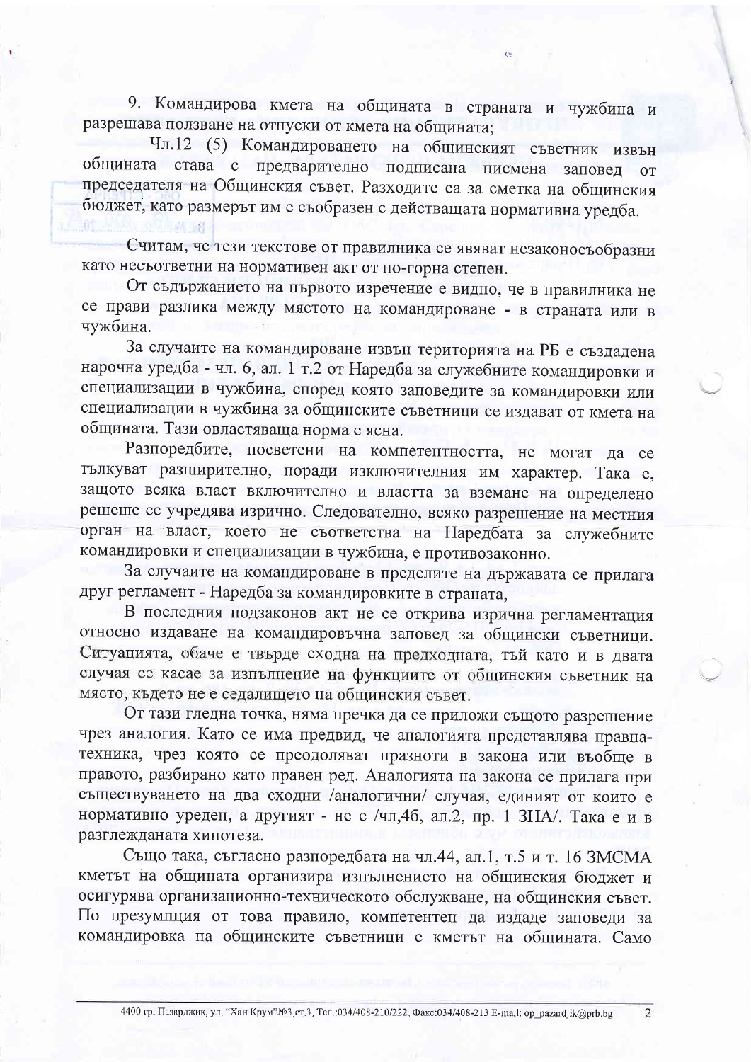9. Командирова кмета на общината в страната и чужбина и разрешава ползване на отпуски от кмета на общината;

Чл.12 (5) Командироването на общинският съветник извън общината става с предварително подписана писмена заповед от председателя на Общинския съвет. Разходите са за сметка на общинския бюджет, като размерът им е съобразен с действащата нормативна уредба.

Считам, че тези текстове от правилника се явяват незаконосъобразни като несъответни на нормативен акт от по-горна степен.

От съдържанието на първото изречение е видно, че в правилника не се прави разлика между мястото на командироване - в страната или в чужбина.

За случаите на командироване извън територията на РБ е създадена нарочна уредба - чл. 6, ал. 1 т.2 от Наредба за служебните командировки и специализации в чужбина, според която заповедите за командировки или специализации в чужбина за общинските съветници се издават от кмета на общината. Тази овластяваща норма е ясна.

Разпоредбите, посветени на компетентността, не могат да се тълкуват разширително, поради изключителния им характер. Така е, защото всяка власт включително и властта за вземане на определено решеше се учредява изрично. Следователно, всяко разрешение на местния орган на власт, което не съответства на Наредбата за служебните командировки и специализации в чужбина, е противозаконно.

За случаите на командироване в пределите на държавата се прилага друг регламент - Наредба за командировките в страната,

В последния подзаконов акт не се открива изрична регламентация относно издаване на командировъчна заповед за общински съветници. Ситуацията, обаче е твърде сходна на предходната, тъй като и в двата случая се касае за изпълнение на функциите от общинския съветник на място, където не е седалището на общинския съвет.

От тази гледна точка, няма пречка да се приложи същото разрешение чрез аналогия. Като се има предвид, че аналогията представлява правна-техника, чрез която се преодоляват празноти в закона или въобще в правото, разбирано като правен ред. Аналогията на закона се прилага при съществуването на два сходни /аналогични/ случая, единият от които е нормативно уреден, а другият - не е /чл,46, ал.2, пр. 1 ЗНА/. Така е и в разглежданата хипотеза.

Също така, съгласно разпоредбата на чл.44, ал.1, т.5 и т. 16 ЗМСМА кметът на общината организира изпълнението на общинския бюджет и осигурява организационно-техническото обслужване, на общинския съвет. По презумпция от това правило, компетентен да издаде заповеди за командировка на общинските съветници е кметът на общината. Само

4400 гр. Пазарджик, ул. "Хан Крум"№3,ет.3, Тел.:034/408-210/222, Факс:034/408-213 E-mail: op_pazardjik@prb.bg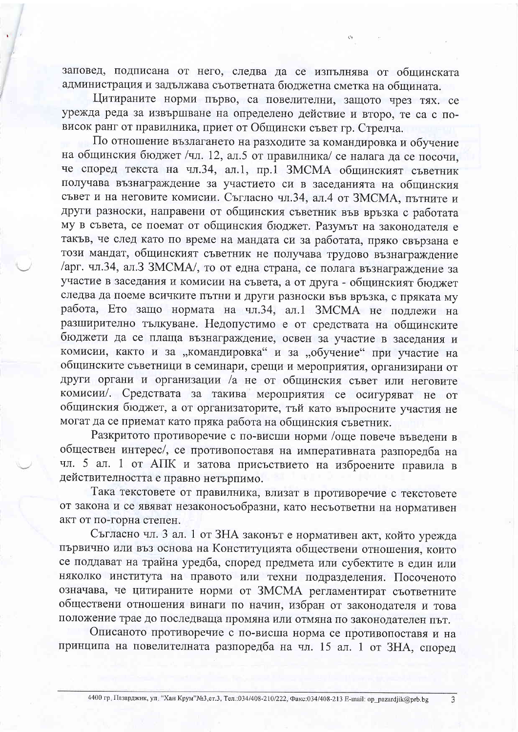заповед, подписана от него, следва да се изпълнява от общинската администрация и задължава съответната бюджетна сметка на общината.

Цитираните норми първо, са повелителни, защото чрез тях се урежда реда за извършване на определено действие и второ, те са с по-висок ранг от правилника, приет от Общински съвет гр. Стрелча.

По отношение възлагането на разходите за командировка и обучение на общинския бюджет /чл. 12, ал.5 от правилника/ се налага да се посочи, че според текста на чл.34, ал.1, пр.1 ЗМСМА общинският съветник получава възнаграждение за участието си в заседанията на общинския съвет и на неговите комисии. Съгласно чл.34, ал.4 от ЗМСМА, пътните и други разноски, направени от общинския съветник във връзка с работата му в съвета, се поемат от общинския бюджет. Разумът на законодателя е такъв, че след като по време на мандата си за работата, пряко свързана е този мандат, общинският съветник не получава трудово възнаграждение /арг. чл.34, ал.3 ЗМСМА/, то от една страна, се полага възнаграждение за участие в заседания и комисии на съвета, а от друга - общинският бюджет следва да поеме всичките пътни и други разноски във връзка, с пряката му работа, Ето защо нормата на чл.34, ал.1 ЗМСМА не подлежи на разширително тълкуване. Недопустимо е от средствата на общинските бюджети да се плаща възнаграждение, освен за участие в заседания и комисии, както и за „командировка“ и за „обучение“ при участие на общинските съветници в семинари, срещи и мероприятия, организирани от други органи и организации /а не от общинския съвет или неговите комисии/. Средствата за такива мероприятия се осигуряват не от общинския бюджет, а от организаторите, тъй като въпросните участия не могат да се приемат като пряка работа на общинския съветник.

Разкритото противоречие с по-висши норми /още повече въведени в обществен интерес/, се противопоставя на императивната разпоредба на чл. 5 ал. 1 от АПК и затова присъствието на изброените правила в действителността е правно нетърпимо.

Така текстовете от правилника, влизат в противоречие с текстовете от закона и се явяват незаконосъобразни, като несъответни на нормативен акт от по-горна степен.

Съгласно чл. 3 ал. 1 от ЗНА законът е нормативен акт, който урежда първично или въз основа на Конституцията обществени отношения, които се поддават на трайна уредба, според предмета или субектите в един или няколко института на правото или техни подразделения. Посоченото означава, че цитираните норми от ЗМСМА регламентират съответните обществени отношения винаги по начин, избран от законодателя и това положение трае до последваща промяна или отмяна по законодателен път.

Описаното противоречие с по-висша норма се противопоставя и на принципа на повелителната разпоредба на чл. 15 ал. 1 от ЗНА, според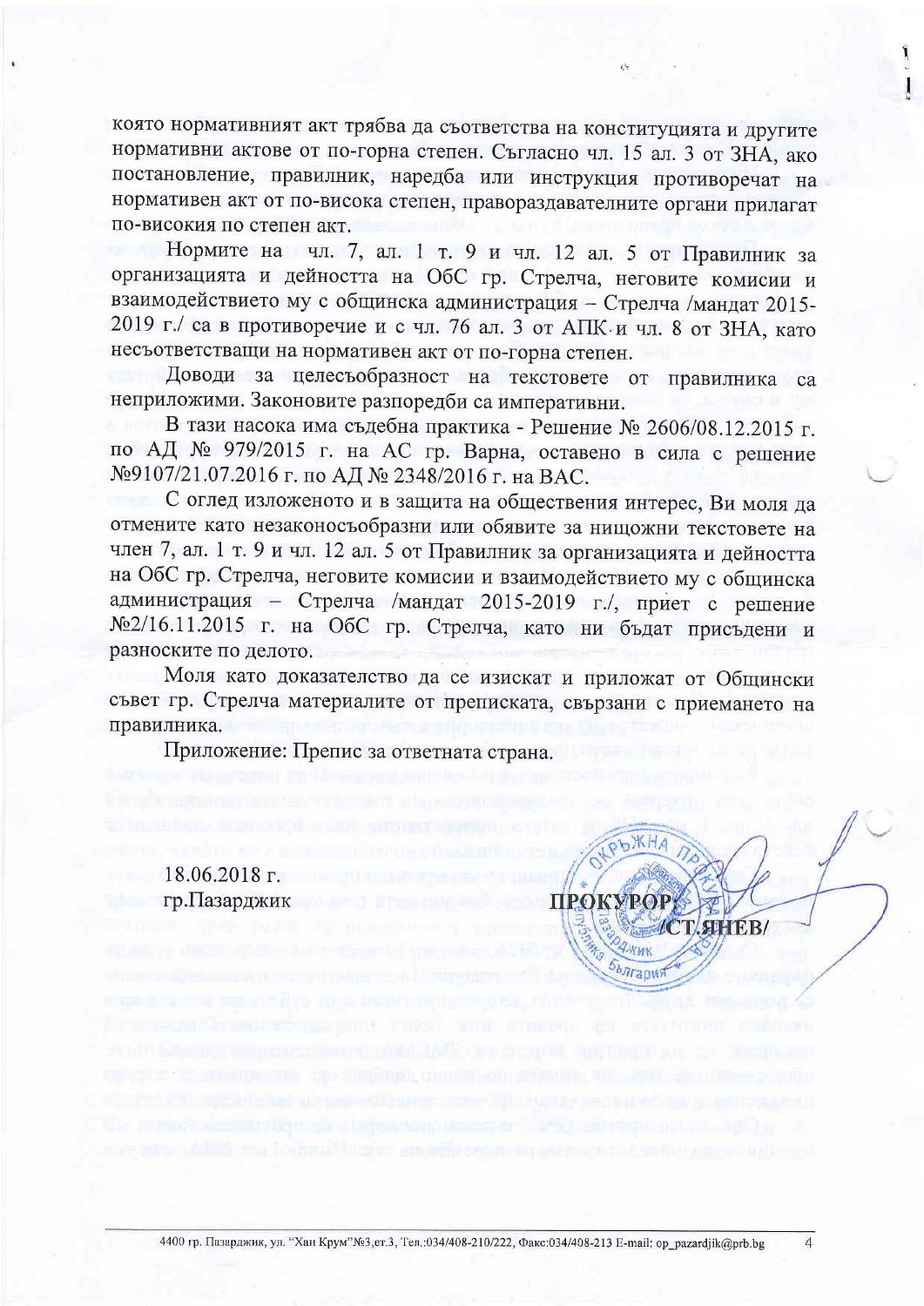която нормативният акт трябва да съответства на конституцията и другите нормативни актове от по-горна степен. Съгласно чл. 15 ал. 3 от ЗНА, ако постановление, правилник, наредба или инструкция противоречат на нормативен акт от по-висока степен, правораздавателните органи прилагат по-високия по степен акт.

Нормите на чл. 7, ал. 1 т. 9 и чл. 12 ал. 5 от Правилник за организацията и дейността на ОбС гр. Стрелча, неговите комисии и взаимодействието му с общинска администрация – Стрелча /мандат 2015-2019 г./ са в противоречие и с чл. 76 ал. 3 от АПК и чл. 8 от ЗНА, като несъответстващи на нормативен акт от по-горна степен.

Доводи за целесъобразност на текстовете от правилника са неприложими. Законовите разпоредби са императивни.

В тази насока има съдебна практика - Решение № 2606/08.12.2015 г. по АД № 979/2015 г. на АС гр. Варна, оставено в сила с решение №9107/21.07.2016 г. по АД № 2348/2016 г. на ВАС.

С оглед изложеното и в защита на обществения интерес, Ви моля да отмените като незаконосъобразни или обявите за нищожни текстовете на член 7, ал. 1 т. 9 и чл. 12 ал. 5 от Правилник за организацията и дейността на ОбС гр. Стрелча, неговите комисии и взаимодействието му с общинска администрация – Стрелча /мандат 2015-2019 г./, приет с решение №2/16.11.2015 г. на ОбС гр. Стрелча, като ни бъдат присъдени и разноските по делото.

Моля като доказателство да се изискат и приложат от Общински съвет гр. Стрелча материалите от преписката, свързани с приемането на правилника.

Приложение: Препис за ответната страна.

18.06.2018 г.
гр.Пазарджик

ПРОКУРОР:
/СТ.ЯНЕВ/

4400 гр. Пазарджик, ул. "Хан Крум"№3,ет.3, Тел.:034/408-210/222, Факс:034/408-213 E-mail: op_pazardjik@prb.bg